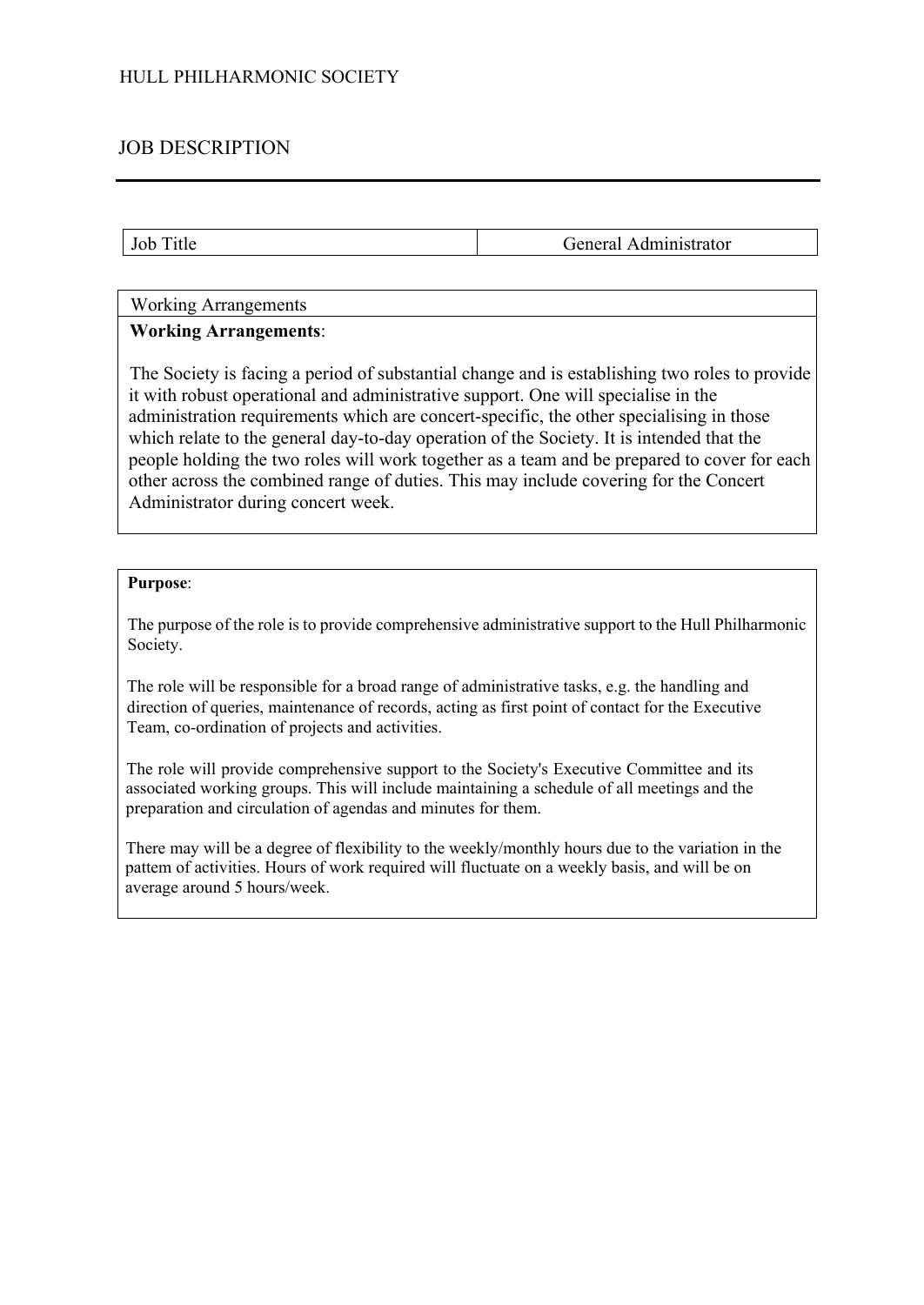HULL PHILHARMONIC SOCIETY

# JOB DESCRIPTION

| Job Title | General Administrator |
| --- | --- |

| Working Arrangements |
| --- |
| **Working Arrangements**:<br><br>The Society is facing a period of substantial change and is establishing two roles to provide it with robust operational and administrative support. One will specialise in the administration requirements which are concert-specific, the other specialising in those which relate to the general day-to-day operation of the Society. It is intended that the people holding the two roles will work together as a team and be prepared to cover for each other across the combined range of duties. This may include covering for the Concert Administrator during concert week. |

**Purpose**:

The purpose of the role is to provide comprehensive administrative support to the Hull Philharmonic Society.

The role will be responsible for a broad range of administrative tasks, e.g. the handling and direction of queries, maintenance of records, acting as first point of contact for the Executive Team, co-ordination of projects and activities.

The role will provide comprehensive support to the Society's Executive Committee and its associated working groups. This will include maintaining a schedule of all meetings and the preparation and circulation of agendas and minutes for them.

There may will be a degree of flexibility to the weekly/monthly hours due to the variation in the pattem of activities. Hours of work required will fluctuate on a weekly basis, and will be on average around 5 hours/week.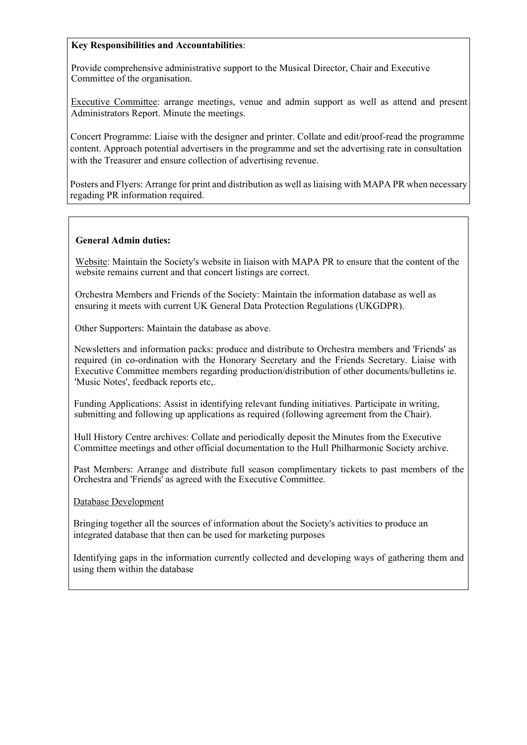**Key Responsibilities and Accountabilities**:

Provide comprehensive administrative support to the Musical Director, Chair and Executive Committee of the organisation.

Executive Committee: arrange meetings, venue and admin support as well as attend and present Administrators Report. Minute the meetings.

Concert Programme: Liaise with the designer and printer. Collate and edit/proof-read the programme content. Approach potential advertisers in the programme and set the advertising rate in consultation with the Treasurer and ensure collection of advertising revenue.

Posters and Flyers: Arrange for print and distribution as well as liaising with MAPA PR when necessary regading PR information required.

**General Admin duties:**

Website: Maintain the Society's website in liaison with MAPA PR to ensure that the content of the website remains current and that concert listings are correct.

Orchestra Members and Friends of the Society: Maintain the information database as well as ensuring it meets with current UK General Data Protection Regulations (UKGDPR).

Other Supporters: Maintain the database as above.

Newsletters and information packs: produce and distribute to Orchestra members and 'Friends' as required (in co-ordination with the Honorary Secretary and the Friends Secretary. Liaise with Executive Committee members regarding production/distribution of other documents/bulletins ie. 'Music Notes', feedback reports etc,.

Funding Applications: Assist in identifying relevant funding initiatives. Participate in writing, submitting and following up applications as required (following agreement from the Chair).

Hull History Centre archives: Collate and periodically deposit the Minutes from the Executive Committee meetings and other official documentation to the Hull Philharmonic Society archive.

Past Members: Arrange and distribute full season complimentary tickets to past members of the Orchestra and 'Friends' as agreed with the Executive Committee.

Database Development

Bringing together all the sources of information about the Society's activities to produce an integrated database that then can be used for marketing purposes

Identifying gaps in the information currently collected and developing ways of gathering them and using them within the database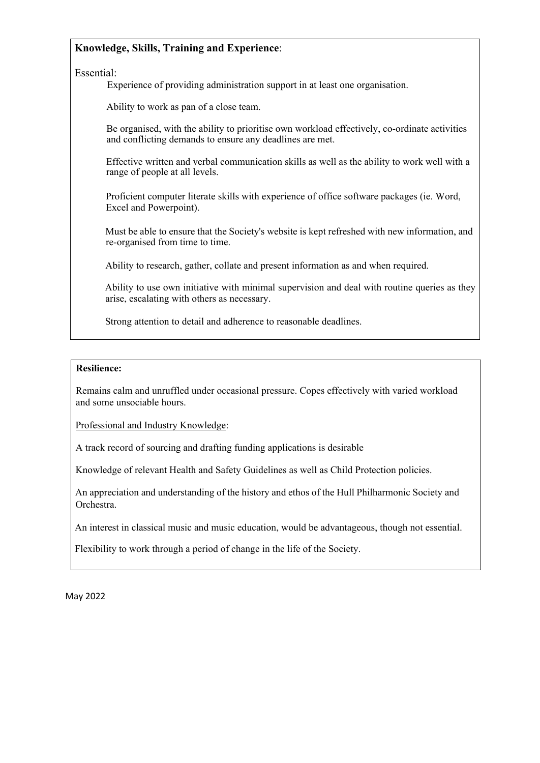**Knowledge, Skills, Training and Experience**:

Essential:

Experience of providing administration support in at least one organisation.

Ability to work as pan of a close team.

Be organised, with the ability to prioritise own workload effectively, co-ordinate activities and conflicting demands to ensure any deadlines are met.

Effective written and verbal communication skills as well as the ability to work well with a range of people at all levels.

Proficient computer literate skills with experience of office software packages (ie. Word, Excel and Powerpoint).

Must be able to ensure that the Society's website is kept refreshed with new information, and re-organised from time to time.

Ability to research, gather, collate and present information as and when required.

Ability to use own initiative with minimal supervision and deal with routine queries as they arise, escalating with others as necessary.

Strong attention to detail and adherence to reasonable deadlines.

**Resilience:**

Remains calm and unruffled under occasional pressure. Copes effectively with varied workload and some unsociable hours.

Professional and Industry Knowledge:

A track record of sourcing and drafting funding applications is desirable

Knowledge of relevant Health and Safety Guidelines as well as Child Protection policies.

An appreciation and understanding of the history and ethos of the Hull Philharmonic Society and Orchestra.

An interest in classical music and music education, would be advantageous, though not essential.

Flexibility to work through a period of change in the life of the Society.

May 2022